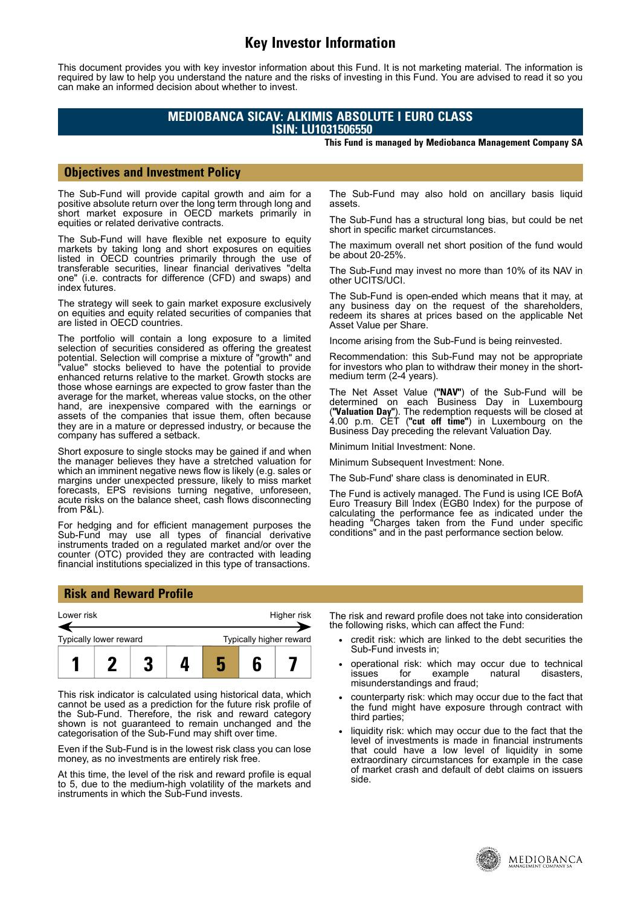# Key Investor Information

This document provides you with key investor information about this Fund. It is not marketing material. The information is required by law to help you understand the nature and the risks of investing in this Fund. You are advised to read it so you can make an informed decision about whether to invest.

## MEDIOBANCA SICAV: ALKIMIS ABSOLUTE I EURO CLASS
## ISIN: LU1031506550

**This Fund is managed by Mediobanca Management Company SA**

## Objectives and Investment Policy

The Sub-Fund will provide capital growth and aim for a positive absolute return over the long term through long and short market exposure in OECD markets primarily in equities or related derivative contracts.

The Sub-Fund will have flexible net exposure to equity markets by taking long and short exposures on equities listed in OECD countries primarily through the use of transferable securities, linear financial derivatives "delta one" (i.e. contracts for difference (CFD) and swaps) and index futures.

The strategy will seek to gain market exposure exclusively on equities and equity related securities of companies that are listed in OECD countries.

The portfolio will contain a long exposure to a limited selection of securities considered as offering the greatest potential. Selection will comprise a mixture of "growth" and "value" stocks believed to have the potential to provide enhanced returns relative to the market. Growth stocks are those whose earnings are expected to grow faster than the average for the market, whereas value stocks, on the other hand, are inexpensive compared with the earnings or assets of the companies that issue them, often because they are in a mature or depressed industry, or because the company has suffered a setback.

Short exposure to single stocks may be gained if and when the manager believes they have a stretched valuation for which an imminent negative news flow is likely (e.g. sales or margins under unexpected pressure, likely to miss market forecasts, EPS revisions turning negative, unforeseen, acute risks on the balance sheet, cash flows disconnecting from P&L).

For hedging and for efficient management purposes the Sub-Fund may use all types of financial derivative instruments traded on a regulated market and/or over the counter (OTC) provided they are contracted with leading financial institutions specialized in this type of transactions.

The Sub-Fund may also hold on ancillary basis liquid assets.

The Sub-Fund has a structural long bias, but could be net short in specific market circumstances.

The maximum overall net short position of the fund would be about 20-25%.

The Sub-Fund may invest no more than 10% of its NAV in other UCITS/UCI.

The Sub-Fund is open-ended which means that it may, at any business day on the request of the shareholders, redeem its shares at prices based on the applicable Net Asset Value per Share.

Income arising from the Sub-Fund is being reinvested.

Recommendation: this Sub-Fund may not be appropriate for investors who plan to withdraw their money in the short-medium term (2-4 years).

The Net Asset Value (**"NAV"**) of the Sub-Fund will be determined on each Business Day in Luxembourg (**"Valuation Day"**). The redemption requests will be closed at 4.00 p.m. CET (**"cut off time"**) in Luxembourg on the Business Day preceding the relevant Valuation Day.

Minimum Initial Investment: None.

Minimum Subsequent Investment: None.

The Sub-Fund' share class is denominated in EUR.

The Fund is actively managed. The Fund is using ICE BofA Euro Treasury Bill Index (EGB0 Index) for the purpose of calculating the performance fee as indicated under the heading "Charges taken from the Fund under specific conditions" and in the past performance section below.

## Risk and Reward Profile

Lower risk — Higher risk

Typically lower reward — Typically higher reward

| 1 | 2 | 3 | 4 | **5** | 6 | 7 |
|---|---|---|---|---|---|---|

This risk indicator is calculated using historical data, which cannot be used as a prediction for the future risk profile of the Sub-Fund. Therefore, the risk and reward category shown is not guaranteed to remain unchanged and the categorisation of the Sub-Fund may shift over time.

Even if the Sub-Fund is in the lowest risk class you can lose money, as no investments are entirely risk free.

At this time, the level of the risk and reward profile is equal to 5, due to the medium-high volatility of the markets and instruments in which the Sub-Fund invests.

The risk and reward profile does not take into consideration the following risks, which can affect the Fund:

- credit risk: which are linked to the debt securities the Sub-Fund invests in;
- operational risk: which may occur due to technical issues for example natural disasters, misunderstandings and fraud;
- counterparty risk: which may occur due to the fact that the fund might have exposure through contract with third parties;
- liquidity risk: which may occur due to the fact that the level of investments is made in financial instruments that could have a low level of liquidity in some extraordinary circumstances for example in the case of market crash and default of debt claims on issuers side.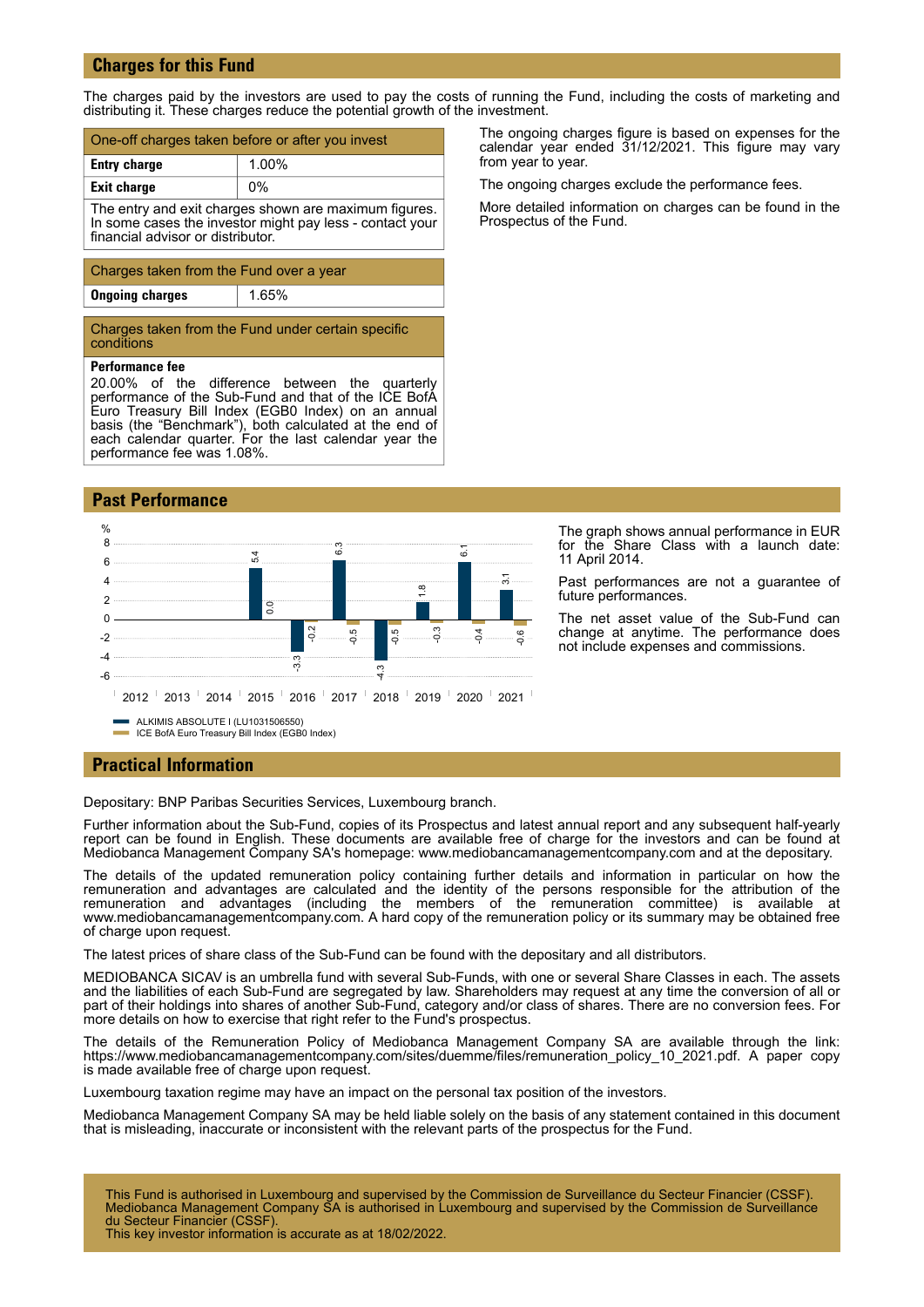## Charges for this Fund

The charges paid by the investors are used to pay the costs of running the Fund, including the costs of marketing and distributing it. These charges reduce the potential growth of the investment.

| One-off charges taken before or after you invest | |
|---|---|
| **Entry charge** | 1.00% |
| **Exit charge** | 0% |

The entry and exit charges shown are maximum figures. In some cases the investor might pay less - contact your financial advisor or distributor.

| Charges taken from the Fund over a year | |
|---|---|
| **Ongoing charges** | 1.65% |

Charges taken from the Fund under certain specific conditions

**Performance fee**
20.00% of the difference between the quarterly performance of the Sub-Fund and that of the ICE BofA Euro Treasury Bill Index (EGB0 Index) on an annual basis (the "Benchmark"), both calculated at the end of each calendar quarter. For the last calendar year the performance fee was 1.08%.

The ongoing charges figure is based on expenses for the calendar year ended 31/12/2021. This figure may vary from year to year.

The ongoing charges exclude the performance fees.

More detailed information on charges can be found in the Prospectus of the Fund.

## Past Performance

%
8
6
4
2
0
-2
-4
-6

5.4
0.0
-3.3
-0.2
6.3
-0.5
-4.3
-0.5
1.8
-0.3
6.1
-0.4
3.1
-0.6

2012 2013 2014 2015 2016 2017 2018 2019 2020 2021

ALKIMIS ABSOLUTE I (LU1031506550)
ICE BofA Euro Treasury Bill Index (EGB0 Index)

The graph shows annual performance in EUR for the Share Class with a launch date: 11 April 2014.

Past performances are not a guarantee of future performances.

The net asset value of the Sub-Fund can change at anytime. The performance does not include expenses and commissions.

## Practical Information

Depositary: BNP Paribas Securities Services, Luxembourg branch.

Further information about the Sub-Fund, copies of its Prospectus and latest annual report and any subsequent half-yearly report can be found in English. These documents are available free of charge for the investors and can be found at Mediobanca Management Company SA's homepage: www.mediobancamanagementcompany.com and at the depositary.

The details of the updated remuneration policy containing further details and information in particular on how the remuneration and advantages are calculated and the identity of the persons responsible for the attribution of the remuneration and advantages (including the members of the remuneration committee) is available at www.mediobancamanagementcompany.com. A hard copy of the remuneration policy or its summary may be obtained free of charge upon request.

The latest prices of share class of the Sub-Fund can be found with the depositary and all distributors.

MEDIOBANCA SICAV is an umbrella fund with several Sub-Funds, with one or several Share Classes in each. The assets and the liabilities of each Sub-Fund are segregated by law. Shareholders may request at any time the conversion of all or part of their holdings into shares of another Sub-Fund, category and/or class of shares. There are no conversion fees. For more details on how to exercise that right refer to the Fund's prospectus.

The details of the Remuneration Policy of Mediobanca Management Company SA are available through the link: https://www.mediobancamanagementcompany.com/sites/duemme/files/remuneration_policy_10_2021.pdf. A paper copy is made available free of charge upon request.

Luxembourg taxation regime may have an impact on the personal tax position of the investors.

Mediobanca Management Company SA may be held liable solely on the basis of any statement contained in this document that is misleading, inaccurate or inconsistent with the relevant parts of the prospectus for the Fund.

This Fund is authorised in Luxembourg and supervised by the Commission de Surveillance du Secteur Financier (CSSF).
Mediobanca Management Company SA is authorised in Luxembourg and supervised by the Commission de Surveillance du Secteur Financier (CSSF).
This key investor information is accurate as at 18/02/2022.